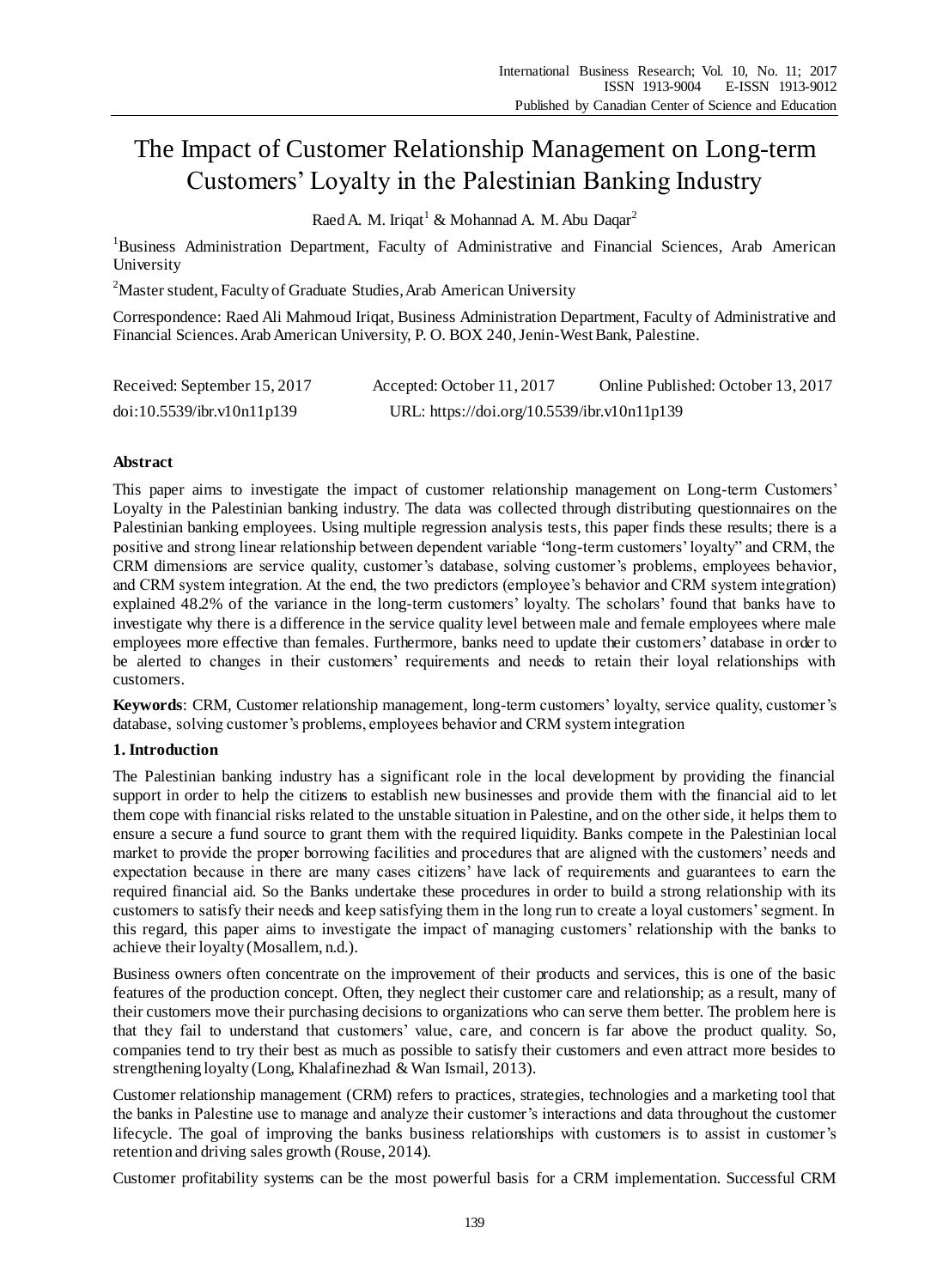# The Impact of Customer Relationship Management on Long-term Customers' Loyalty in the Palestinian Banking Industry

Raed A. M. Iriqat[1] & Mohannad A. M. Abu Daqar[2]

[1]Business Administration Department, Faculty of Administrative and Financial Sciences, Arab American University

[2]Master student, Faculty of Graduate Studies, Arab American University

Correspondence: Raed Ali Mahmoud Iriqat, Business Administration Department, Faculty of Administrative and Financial Sciences. Arab American University, P. O. BOX 240, Jenin-West Bank, Palestine.

Received: September 15, 2017 Accepted: October 11, 2017 Online Published: October 13, 2017

doi:10.5539/ibr.v10n11p139 URL: https://doi.org/10.5539/ibr.v10n11p139

## Abstract

This paper aims to investigate the impact of customer relationship management on Long-term Customers' Loyalty in the Palestinian banking industry. The data was collected through distributing questionnaires on the Palestinian banking employees. Using multiple regression analysis tests, this paper finds these results; there is a positive and strong linear relationship between dependent variable "long-term customers' loyalty" and CRM, the CRM dimensions are service quality, customer's database, solving customer's problems, employees behavior, and CRM system integration. At the end, the two predictors (employee's behavior and CRM system integration) explained 48.2% of the variance in the long-term customers' loyalty. The scholars' found that banks have to investigate why there is a difference in the service quality level between male and female employees where male employees more effective than females. Furthermore, banks need to update their customers' database in order to be alerted to changes in their customers' requirements and needs to retain their loyal relationships with customers.

**Keywords**: CRM, Customer relationship management, long-term customers' loyalty, service quality, customer's database, solving customer's problems, employees behavior and CRM system integration

## 1. Introduction

The Palestinian banking industry has a significant role in the local development by providing the financial support in order to help the citizens to establish new businesses and provide them with the financial aid to let them cope with financial risks related to the unstable situation in Palestine, and on the other side, it helps them to ensure a secure a fund source to grant them with the required liquidity. Banks compete in the Palestinian local market to provide the proper borrowing facilities and procedures that are aligned with the customers' needs and expectation because in there are many cases citizens' have lack of requirements and guarantees to earn the required financial aid. So the Banks undertake these procedures in order to build a strong relationship with its customers to satisfy their needs and keep satisfying them in the long run to create a loyal customers' segment. In this regard, this paper aims to investigate the impact of managing customers' relationship with the banks to achieve their loyalty (Mosallem, n.d.).

Business owners often concentrate on the improvement of their products and services, this is one of the basic features of the production concept. Often, they neglect their customer care and relationship; as a result, many of their customers move their purchasing decisions to organizations who can serve them better. The problem here is that they fail to understand that customers' value, care, and concern is far above the product quality. So, companies tend to try their best as much as possible to satisfy their customers and even attract more besides to strengthening loyalty (Long, Khalafinezhad & Wan Ismail, 2013).

Customer relationship management (CRM) refers to practices, strategies, technologies and a marketing tool that the banks in Palestine use to manage and analyze their customer's interactions and data throughout the customer lifecycle. The goal of improving the banks business relationships with customers is to assist in customer's retention and driving sales growth (Rouse, 2014).

Customer profitability systems can be the most powerful basis for a CRM implementation. Successful CRM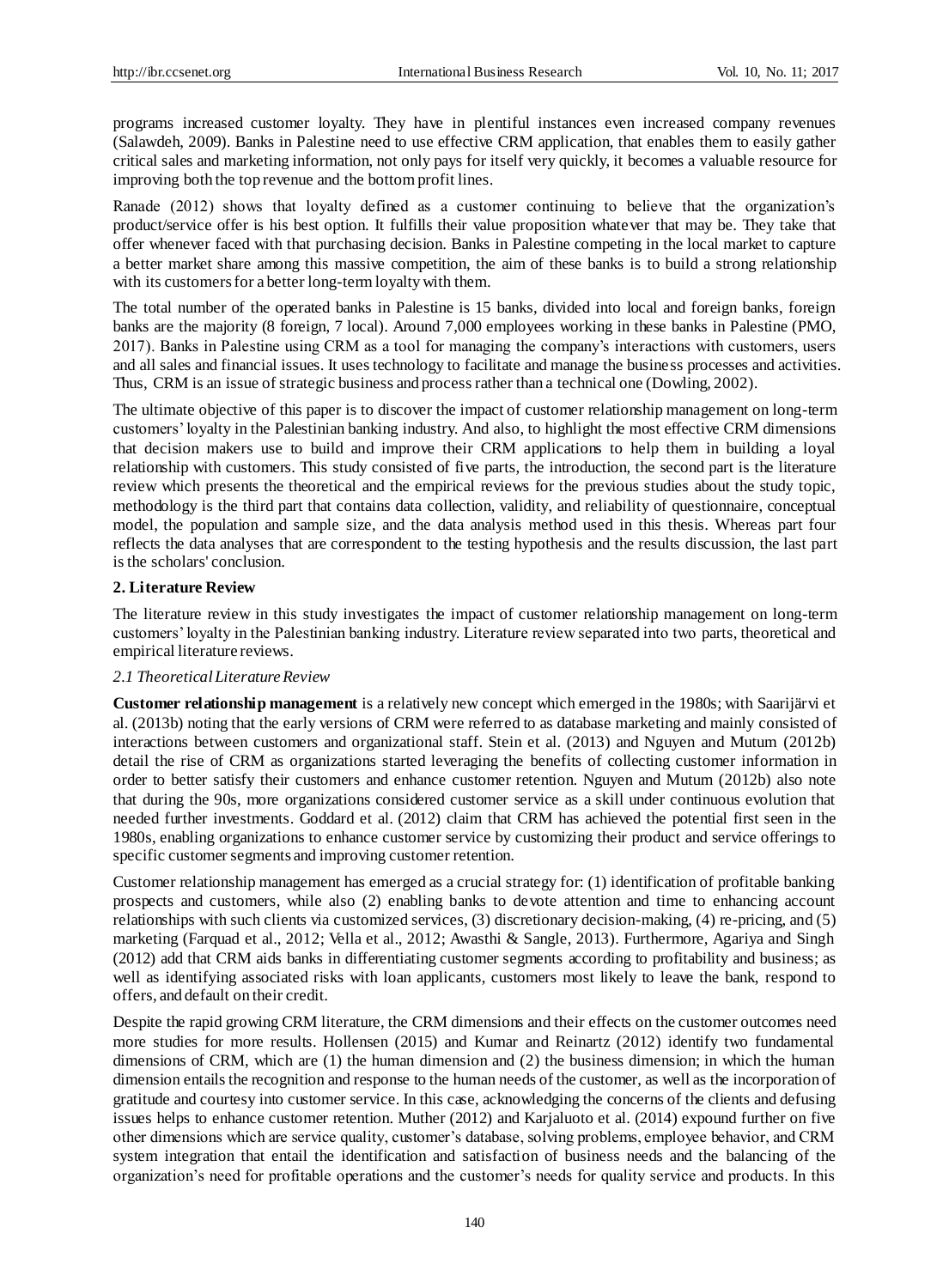programs increased customer loyalty. They have in plentiful instances even increased company revenues (Salawdeh, 2009). Banks in Palestine need to use effective CRM application, that enables them to easily gather critical sales and marketing information, not only pays for itself very quickly, it becomes a valuable resource for improving both the top revenue and the bottom profit lines.

Ranade (2012) shows that loyalty defined as a customer continuing to believe that the organization's product/service offer is his best option. It fulfills their value proposition whatever that may be. They take that offer whenever faced with that purchasing decision. Banks in Palestine competing in the local market to capture a better market share among this massive competition, the aim of these banks is to build a strong relationship with its customers for a better long-term loyalty with them.

The total number of the operated banks in Palestine is 15 banks, divided into local and foreign banks, foreign banks are the majority (8 foreign, 7 local). Around 7,000 employees working in these banks in Palestine (PMO, 2017). Banks in Palestine using CRM as a tool for managing the company's interactions with customers, users and all sales and financial issues. It uses technology to facilitate and manage the business processes and activities. Thus, CRM is an issue of strategic business and process rather than a technical one (Dowling, 2002).

The ultimate objective of this paper is to discover the impact of customer relationship management on long-term customers' loyalty in the Palestinian banking industry. And also, to highlight the most effective CRM dimensions that decision makers use to build and improve their CRM applications to help them in building a loyal relationship with customers. This study consisted of five parts, the introduction, the second part is the literature review which presents the theoretical and the empirical reviews for the previous studies about the study topic, methodology is the third part that contains data collection, validity, and reliability of questionnaire, conceptual model, the population and sample size, and the data analysis method used in this thesis. Whereas part four reflects the data analyses that are correspondent to the testing hypothesis and the results discussion, the last part is the scholars' conclusion.

## 2. Literature Review

The literature review in this study investigates the impact of customer relationship management on long-term customers' loyalty in the Palestinian banking industry. Literature review separated into two parts, theoretical and empirical literature reviews.

### *2.1 Theoretical Literature Review*

**Customer relationship management** is a relatively new concept which emerged in the 1980s; with Saarijärvi et al. (2013b) noting that the early versions of CRM were referred to as database marketing and mainly consisted of interactions between customers and organizational staff. Stein et al. (2013) and Nguyen and Mutum (2012b) detail the rise of CRM as organizations started leveraging the benefits of collecting customer information in order to better satisfy their customers and enhance customer retention. Nguyen and Mutum (2012b) also note that during the 90s, more organizations considered customer service as a skill under continuous evolution that needed further investments. Goddard et al. (2012) claim that CRM has achieved the potential first seen in the 1980s, enabling organizations to enhance customer service by customizing their product and service offerings to specific customer segments and improving customer retention.

Customer relationship management has emerged as a crucial strategy for: (1) identification of profitable banking prospects and customers, while also (2) enabling banks to devote attention and time to enhancing account relationships with such clients via customized services, (3) discretionary decision-making, (4) re-pricing, and (5) marketing (Farquad et al., 2012; Vella et al., 2012; Awasthi & Sangle, 2013). Furthermore, Agariya and Singh (2012) add that CRM aids banks in differentiating customer segments according to profitability and business; as well as identifying associated risks with loan applicants, customers most likely to leave the bank, respond to offers, and default on their credit.

Despite the rapid growing CRM literature, the CRM dimensions and their effects on the customer outcomes need more studies for more results. Hollensen (2015) and Kumar and Reinartz (2012) identify two fundamental dimensions of CRM, which are (1) the human dimension and (2) the business dimension; in which the human dimension entails the recognition and response to the human needs of the customer, as well as the incorporation of gratitude and courtesy into customer service. In this case, acknowledging the concerns of the clients and defusing issues helps to enhance customer retention. Muther (2012) and Karjaluoto et al. (2014) expound further on five other dimensions which are service quality, customer's database, solving problems, employee behavior, and CRM system integration that entail the identification and satisfaction of business needs and the balancing of the organization's need for profitable operations and the customer's needs for quality service and products. In this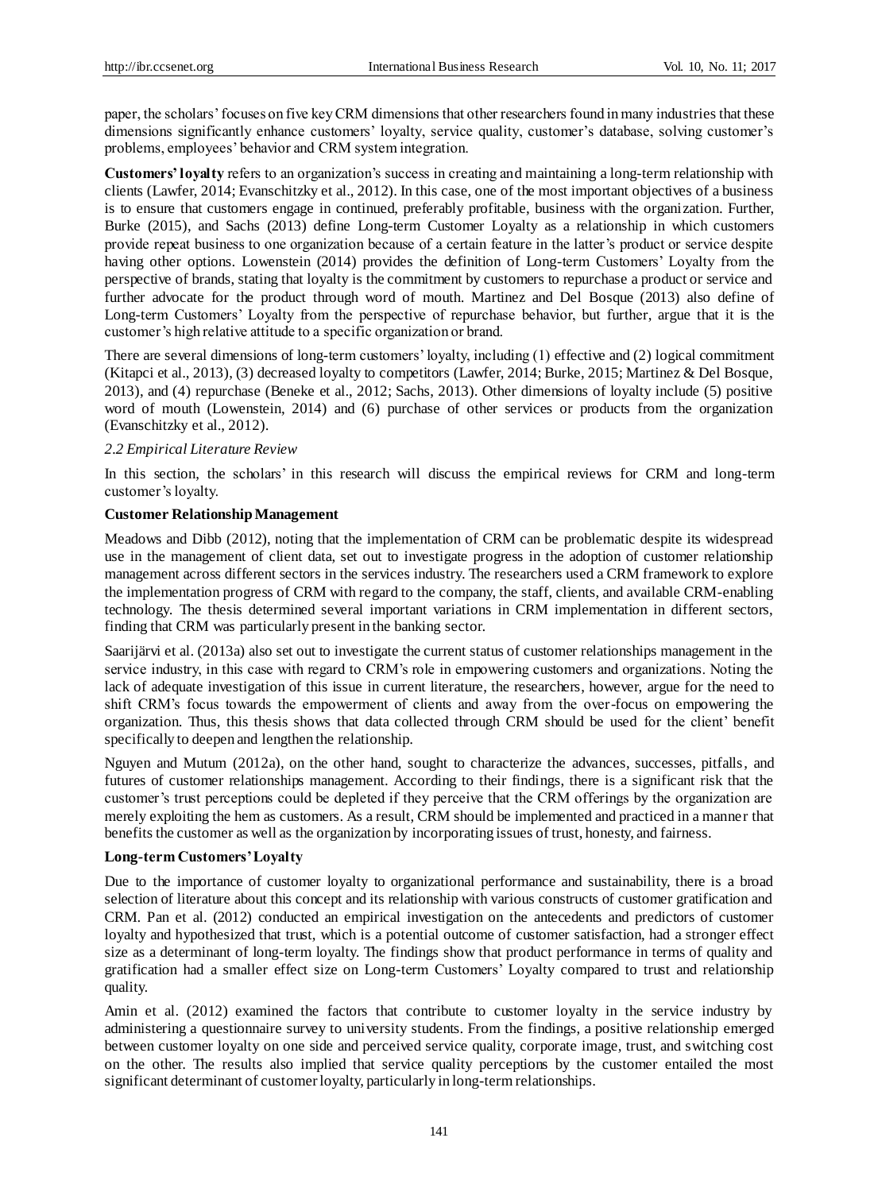paper, the scholars' focuses on five key CRM dimensions that other researchers found in many industries that these dimensions significantly enhance customers' loyalty, service quality, customer's database, solving customer's problems, employees' behavior and CRM system integration.

**Customers' loyalty** refers to an organization's success in creating and maintaining a long-term relationship with clients (Lawfer, 2014; Evanschitzky et al., 2012). In this case, one of the most important objectives of a business is to ensure that customers engage in continued, preferably profitable, business with the organization. Further, Burke (2015), and Sachs (2013) define Long-term Customer Loyalty as a relationship in which customers provide repeat business to one organization because of a certain feature in the latter's product or service despite having other options. Lowenstein (2014) provides the definition of Long-term Customers' Loyalty from the perspective of brands, stating that loyalty is the commitment by customers to repurchase a product or service and further advocate for the product through word of mouth. Martinez and Del Bosque (2013) also define of Long-term Customers' Loyalty from the perspective of repurchase behavior, but further, argue that it is the customer's high relative attitude to a specific organization or brand.

There are several dimensions of long-term customers' loyalty, including (1) effective and (2) logical commitment (Kitapci et al., 2013), (3) decreased loyalty to competitors (Lawfer, 2014; Burke, 2015; Martinez & Del Bosque, 2013), and (4) repurchase (Beneke et al., 2012; Sachs, 2013). Other dimensions of loyalty include (5) positive word of mouth (Lowenstein, 2014) and (6) purchase of other services or products from the organization (Evanschitzky et al., 2012).

### *2.2 Empirical Literature Review*

In this section, the scholars' in this research will discuss the empirical reviews for CRM and long-term customer's loyalty.

**Customer Relationship Management**

Meadows and Dibb (2012), noting that the implementation of CRM can be problematic despite its widespread use in the management of client data, set out to investigate progress in the adoption of customer relationship management across different sectors in the services industry. The researchers used a CRM framework to explore the implementation progress of CRM with regard to the company, the staff, clients, and available CRM-enabling technology. The thesis determined several important variations in CRM implementation in different sectors, finding that CRM was particularly present in the banking sector.

Saarijärvi et al. (2013a) also set out to investigate the current status of customer relationships management in the service industry, in this case with regard to CRM's role in empowering customers and organizations. Noting the lack of adequate investigation of this issue in current literature, the researchers, however, argue for the need to shift CRM's focus towards the empowerment of clients and away from the over-focus on empowering the organization. Thus, this thesis shows that data collected through CRM should be used for the client' benefit specifically to deepen and lengthen the relationship.

Nguyen and Mutum (2012a), on the other hand, sought to characterize the advances, successes, pitfalls, and futures of customer relationships management. According to their findings, there is a significant risk that the customer's trust perceptions could be depleted if they perceive that the CRM offerings by the organization are merely exploiting the hem as customers. As a result, CRM should be implemented and practiced in a manner that benefits the customer as well as the organization by incorporating issues of trust, honesty, and fairness.

**Long-term Customers' Loyalty**

Due to the importance of customer loyalty to organizational performance and sustainability, there is a broad selection of literature about this concept and its relationship with various constructs of customer gratification and CRM. Pan et al. (2012) conducted an empirical investigation on the antecedents and predictors of customer loyalty and hypothesized that trust, which is a potential outcome of customer satisfaction, had a stronger effect size as a determinant of long-term loyalty. The findings show that product performance in terms of quality and gratification had a smaller effect size on Long-term Customers' Loyalty compared to trust and relationship quality.

Amin et al. (2012) examined the factors that contribute to customer loyalty in the service industry by administering a questionnaire survey to university students. From the findings, a positive relationship emerged between customer loyalty on one side and perceived service quality, corporate image, trust, and switching cost on the other. The results also implied that service quality perceptions by the customer entailed the most significant determinant of customer loyalty, particularly in long-term relationships.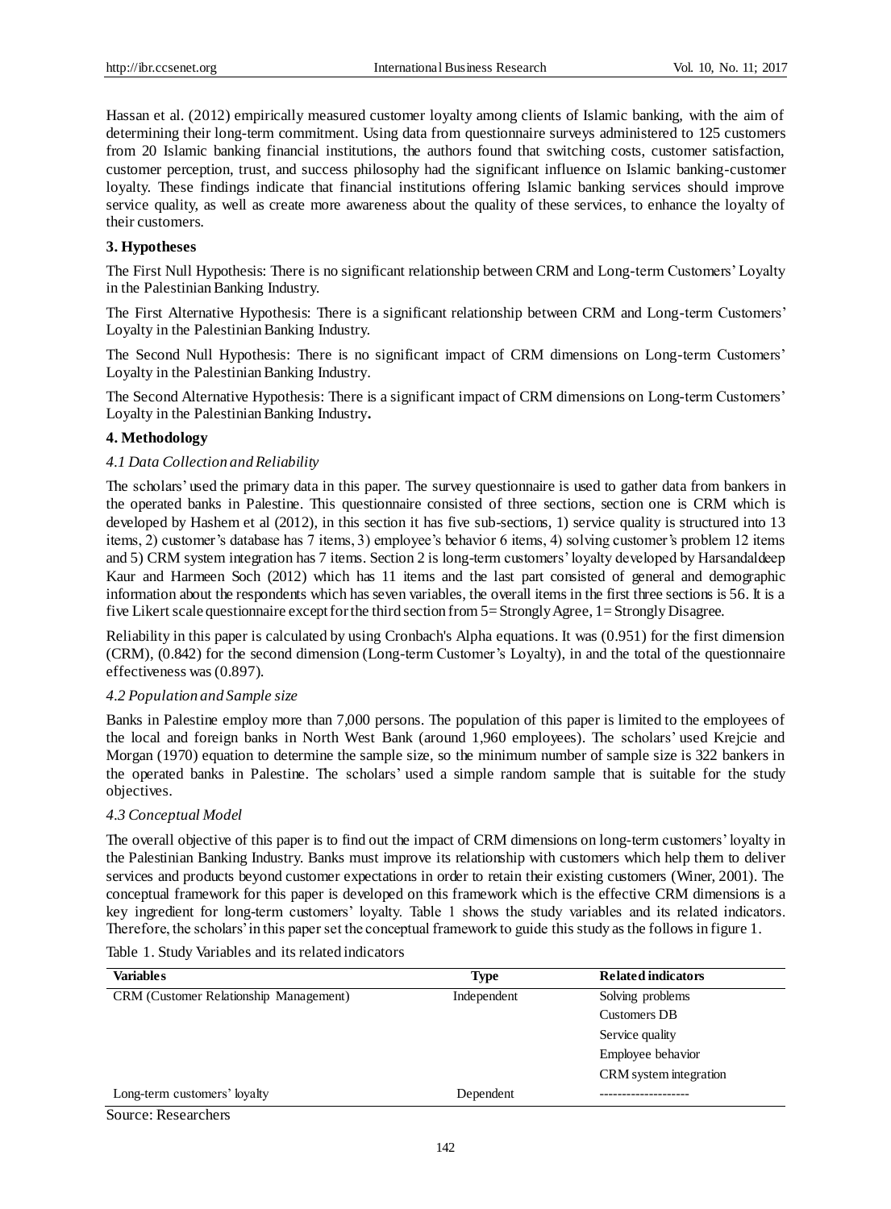Hassan et al. (2012) empirically measured customer loyalty among clients of Islamic banking, with the aim of determining their long-term commitment. Using data from questionnaire surveys administered to 125 customers from 20 Islamic banking financial institutions, the authors found that switching costs, customer satisfaction, customer perception, trust, and success philosophy had the significant influence on Islamic banking-customer loyalty. These findings indicate that financial institutions offering Islamic banking services should improve service quality, as well as create more awareness about the quality of these services, to enhance the loyalty of their customers.

## 3. Hypotheses

The First Null Hypothesis: There is no significant relationship between CRM and Long-term Customers' Loyalty in the Palestinian Banking Industry.

The First Alternative Hypothesis: There is a significant relationship between CRM and Long-term Customers' Loyalty in the Palestinian Banking Industry.

The Second Null Hypothesis: There is no significant impact of CRM dimensions on Long-term Customers' Loyalty in the Palestinian Banking Industry.

The Second Alternative Hypothesis: There is a significant impact of CRM dimensions on Long-term Customers' Loyalty in the Palestinian Banking Industry.

## 4. Methodology

### *4.1 Data Collection and Reliability*

The scholars' used the primary data in this paper. The survey questionnaire is used to gather data from bankers in the operated banks in Palestine. This questionnaire consisted of three sections, section one is CRM which is developed by Hashem et al (2012), in this section it has five sub-sections, 1) service quality is structured into 13 items, 2) customer's database has 7 items, 3) employee's behavior 6 items, 4) solving customer's problem 12 items and 5) CRM system integration has 7 items. Section 2 is long-term customers' loyalty developed by Harsandaldeep Kaur and Harmeen Soch (2012) which has 11 items and the last part consisted of general and demographic information about the respondents which has seven variables, the overall items in the first three sections is 56. It is a five Likert scale questionnaire except for the third section from 5= Strongly Agree, 1= Strongly Disagree.

Reliability in this paper is calculated by using Cronbach's Alpha equations. It was (0.951) for the first dimension (CRM), (0.842) for the second dimension (Long-term Customer's Loyalty), in and the total of the questionnaire effectiveness was (0.897).

### *4.2 Population and Sample size*

Banks in Palestine employ more than 7,000 persons. The population of this paper is limited to the employees of the local and foreign banks in North West Bank (around 1,960 employees). The scholars' used Krejcie and Morgan (1970) equation to determine the sample size, so the minimum number of sample size is 322 bankers in the operated banks in Palestine. The scholars' used a simple random sample that is suitable for the study objectives.

### *4.3 Conceptual Model*

The overall objective of this paper is to find out the impact of CRM dimensions on long-term customers' loyalty in the Palestinian Banking Industry. Banks must improve its relationship with customers which help them to deliver services and products beyond customer expectations in order to retain their existing customers (Winer, 2001). The conceptual framework for this paper is developed on this framework which is the effective CRM dimensions is a key ingredient for long-term customers' loyalty. Table 1 shows the study variables and its related indicators. Therefore, the scholars' in this paper set the conceptual framework to guide this study as the follows in figure 1.

Table 1. Study Variables and its related indicators

| Variables | Type | Related indicators |
|---|---|---|
| CRM (Customer Relationship Management) | Independent | Solving problems |
| | | Customers DB |
| | | Service quality |
| | | Employee behavior |
| | | CRM system integration |
| Long-term customers' loyalty | Dependent | -------------------- |

Source: Researchers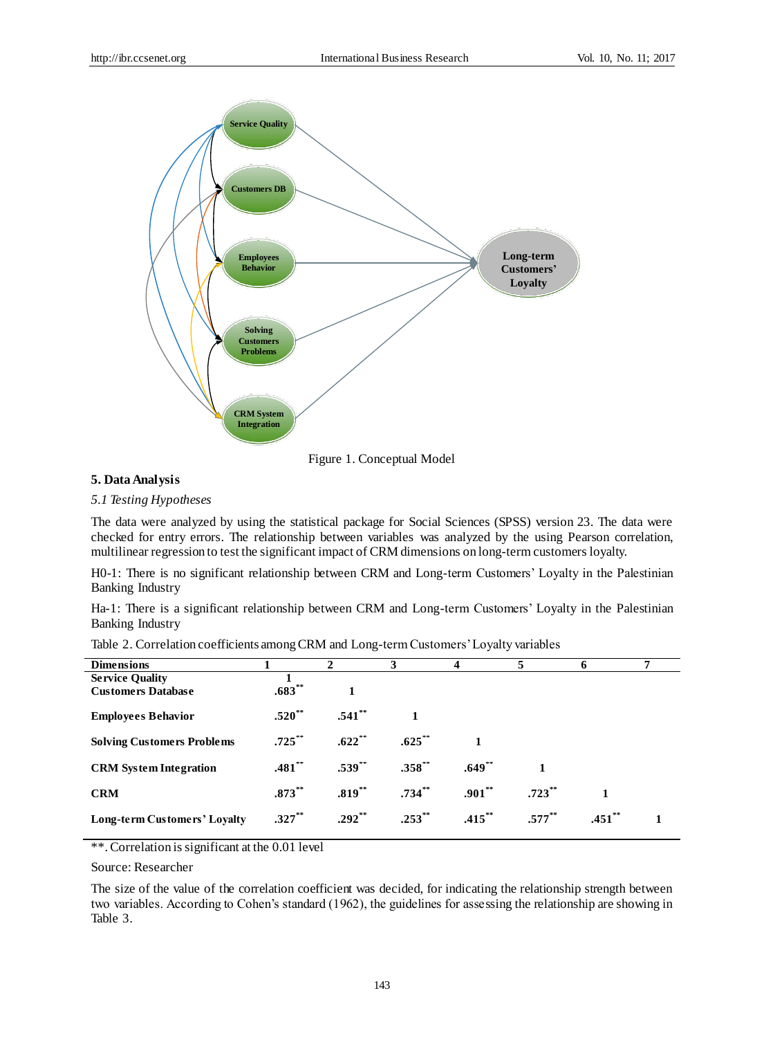Figure 1. Conceptual Model

## 5. Data Analysis

### 5.1 Testing Hypotheses

The data were analyzed by using the statistical package for Social Sciences (SPSS) version 23. The data were checked for entry errors. The relationship between variables was analyzed by the using Pearson correlation, multilinear regression to test the significant impact of CRM dimensions on long-term customers loyalty.

H0-1: There is no significant relationship between CRM and Long-term Customers' Loyalty in the Palestinian Banking Industry

Ha-1: There is a significant relationship between CRM and Long-term Customers' Loyalty in the Palestinian Banking Industry

Table 2. Correlation coefficients among CRM and Long-term Customers' Loyalty variables

| Dimensions | 1 | 2 | 3 | 4 | 5 | 6 | 7 |
|---|---|---|---|---|---|---|---|
| **Service Quality** | 1 | | | | | | |
| **Customers Database** | .683** | 1 | | | | | |
| **Employees Behavior** | .520** | .541** | 1 | | | | |
| **Solving Customers Problems** | .725** | .622** | .625** | 1 | | | |
| **CRM System Integration** | .481** | .539** | .358** | .649** | 1 | | |
| **CRM** | .873** | .819** | .734** | .901** | .723** | 1 | |
| **Long-term Customers' Loyalty** | .327** | .292** | .253** | .415** | .577** | .451** | 1 |

**. Correlation is significant at the 0.01 level

Source: Researcher

The size of the value of the correlation coefficient was decided, for indicating the relationship strength between two variables. According to Cohen's standard (1962), the guidelines for assessing the relationship are showing in Table 3.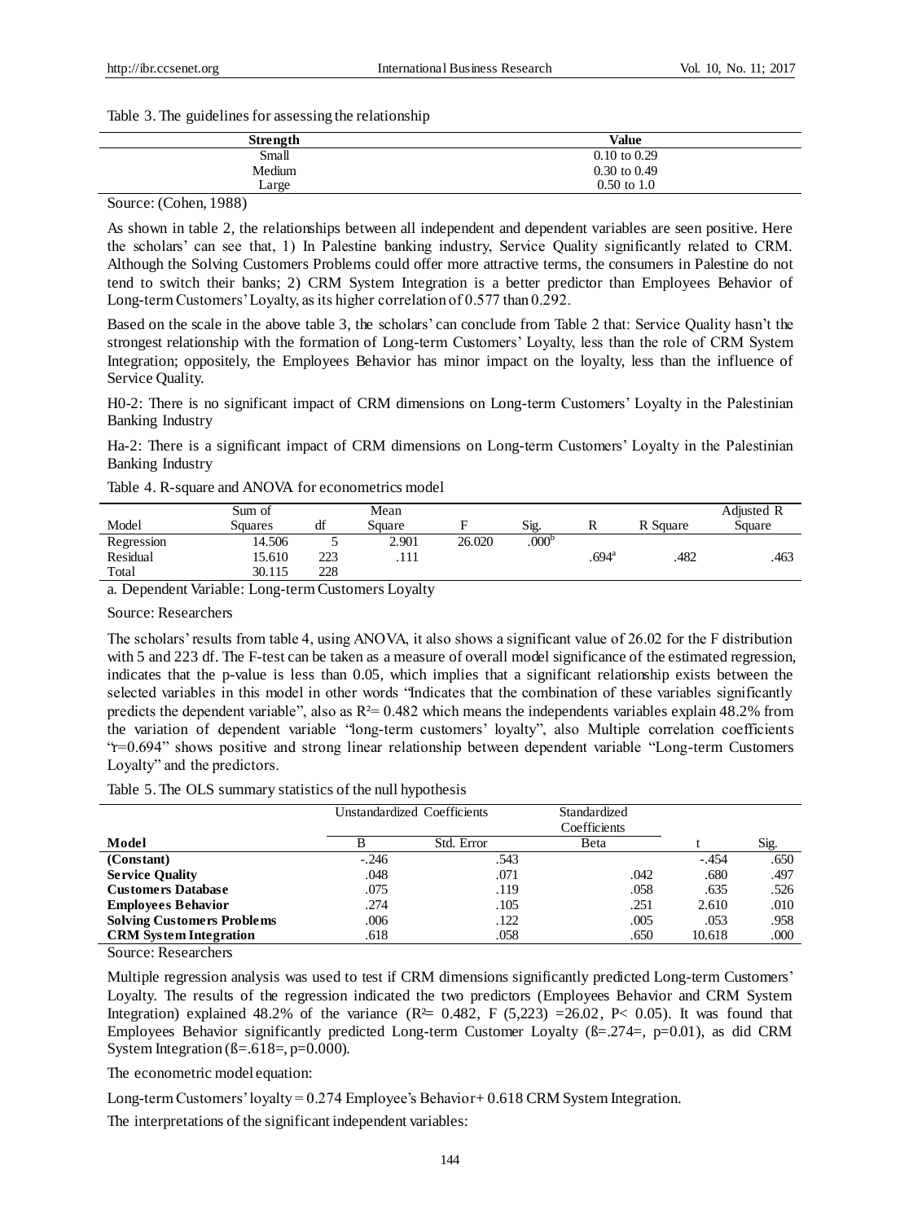Table 3. The guidelines for assessing the relationship

| Strength | Value |
|---|---|
| Small | 0.10 to 0.29 |
| Medium | 0.30 to 0.49 |
| Large | 0.50 to 1.0 |

Source: (Cohen, 1988)

As shown in table 2, the relationships between all independent and dependent variables are seen positive. Here the scholars' can see that, 1) In Palestine banking industry, Service Quality significantly related to CRM. Although the Solving Customers Problems could offer more attractive terms, the consumers in Palestine do not tend to switch their banks; 2) CRM System Integration is a better predictor than Employees Behavior of Long-term Customers' Loyalty, as its higher correlation of 0.577 than 0.292.

Based on the scale in the above table 3, the scholars' can conclude from Table 2 that: Service Quality hasn't the strongest relationship with the formation of Long-term Customers' Loyalty, less than the role of CRM System Integration; oppositely, the Employees Behavior has minor impact on the loyalty, less than the influence of Service Quality.

H0-2: There is no significant impact of CRM dimensions on Long-term Customers' Loyalty in the Palestinian Banking Industry

Ha-2: There is a significant impact of CRM dimensions on Long-term Customers' Loyalty in the Palestinian Banking Industry

Table 4. R-square and ANOVA for econometrics model

| Model | Sum of Squares | df | Mean Square | F | Sig. | R | R Square | Adjusted R Square |
|---|---|---|---|---|---|---|---|---|
| Regression | 14.506 | 5 | 2.901 | 26.020 | .000[b] | | | |
| Residual | 15.610 | 223 | .111 | | | .694[a] | .482 | .463 |
| Total | 30.115 | 228 | | | | | | |

a. Dependent Variable: Long-term Customers Loyalty

Source: Researchers

The scholars' results from table 4, using ANOVA, it also shows a significant value of 26.02 for the F distribution with 5 and 223 df. The F-test can be taken as a measure of overall model significance of the estimated regression, indicates that the p-value is less than 0.05, which implies that a significant relationship exists between the selected variables in this model in other words "Indicates that the combination of these variables significantly predicts the dependent variable", also as $R^2= 0.482$ which means the independents variables explain 48.2% from the variation of dependent variable "long-term customers' loyalty", also Multiple correlation coefficients "r=0.694" shows positive and strong linear relationship between dependent variable "Long-term Customers Loyalty" and the predictors.

Table 5. The OLS summary statistics of the null hypothesis

| Model | Unstandardized Coefficients | | Standardized Coefficients | | |
|---|---|---|---|---|---|
| | B | Std. Error | Beta | t | Sig. |
| **(Constant)** | -.246 | .543 | | -.454 | .650 |
| **Service Quality** | .048 | .071 | .042 | .680 | .497 |
| **Customers Database** | .075 | .119 | .058 | .635 | .526 |
| **Employees Behavior** | .274 | .105 | .251 | 2.610 | .010 |
| **Solving Customers Problems** | .006 | .122 | .005 | .053 | .958 |
| **CRM System Integration** | .618 | .058 | .650 | 10.618 | .000 |

Source: Researchers

Multiple regression analysis was used to test if CRM dimensions significantly predicted Long-term Customers' Loyalty. The results of the regression indicated the two predictors (Employees Behavior and CRM System Integration) explained 48.2% of the variance ($R^2= 0.482$, $F(5,223) =26.02$, $P< 0.05$). It was found that Employees Behavior significantly predicted Long-term Customer Loyalty (ß=.274=, p=0.01), as did CRM System Integration (ß=.618=, p=0.000).

The econometric model equation:

Long-term Customers' loyalty = 0.274 Employee's Behavior + 0.618 CRM System Integration.

The interpretations of the significant independent variables: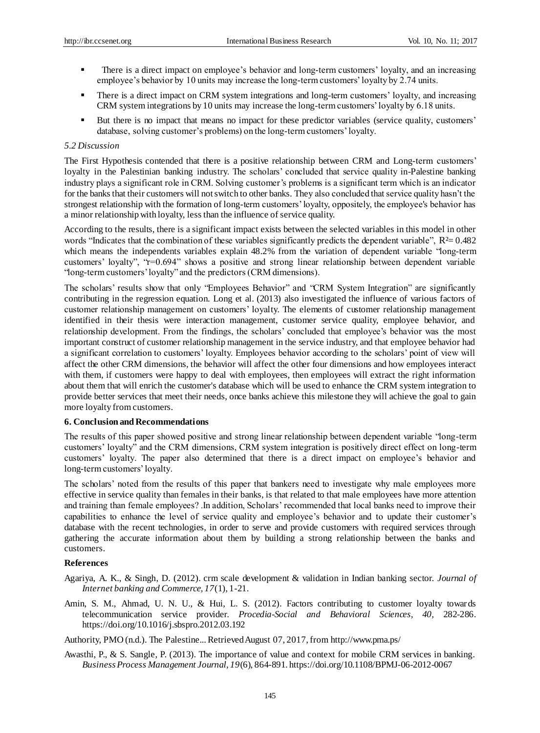- There is a direct impact on employee's behavior and long-term customers' loyalty, and an increasing employee's behavior by 10 units may increase the long-term customers' loyalty by 2.74 units.
- There is a direct impact on CRM system integrations and long-term customers' loyalty, and increasing CRM system integrations by 10 units may increase the long-term customers' loyalty by 6.18 units.
- But there is no impact that means no impact for these predictor variables (service quality, customers' database, solving customer's problems) on the long-term customers' loyalty.

### *5.2 Discussion*

The First Hypothesis contended that there is a positive relationship between CRM and Long-term customers' loyalty in the Palestinian banking industry. The scholars' concluded that service quality in-Palestine banking industry plays a significant role in CRM. Solving customer's problems is a significant term which is an indicator for the banks that their customers will not switch to other banks. They also concluded that service quality hasn't the strongest relationship with the formation of long-term customers' loyalty, oppositely, the employee's behavior has a minor relationship with loyalty, less than the influence of service quality.

According to the results, there is a significant impact exists between the selected variables in this model in other words "Indicates that the combination of these variables significantly predicts the dependent variable", $R^2= 0.482$ which means the independents variables explain 48.2% from the variation of dependent variable "long-term customers' loyalty", "r=0.694" shows a positive and strong linear relationship between dependent variable "long-term customers' loyalty" and the predictors (CRM dimensions).

The scholars' results show that only "Employees Behavior" and "CRM System Integration" are significantly contributing in the regression equation. Long et al. (2013) also investigated the influence of various factors of customer relationship management on customers' loyalty. The elements of customer relationship management identified in their thesis were interaction management, customer service quality, employee behavior, and relationship development. From the findings, the scholars' concluded that employee's behavior was the most important construct of customer relationship management in the service industry, and that employee behavior had a significant correlation to customers' loyalty. Employees behavior according to the scholars' point of view will affect the other CRM dimensions, the behavior will affect the other four dimensions and how employees interact with them, if customers were happy to deal with employees, then employees will extract the right information about them that will enrich the customer's database which will be used to enhance the CRM system integration to provide better services that meet their needs, once banks achieve this milestone they will achieve the goal to gain more loyalty from customers.

## 6. Conclusion and Recommendations

The results of this paper showed positive and strong linear relationship between dependent variable "long-term customers' loyalty" and the CRM dimensions, CRM system integration is positively direct effect on long-term customers' loyalty. The paper also determined that there is a direct impact on employee's behavior and long-term customers' loyalty.

The scholars' noted from the results of this paper that bankers need to investigate why male employees more effective in service quality than females in their banks, is that related to that male employees have more attention and training than female employees? .In addition, Scholars' recommended that local banks need to improve their capabilities to enhance the level of service quality and employee's behavior and to update their customer's database with the recent technologies, in order to serve and provide customers with required services through gathering the accurate information about them by building a strong relationship between the banks and customers.

## References

Agariya, A. K., & Singh, D. (2012). crm scale development & validation in Indian banking sector. *Journal of Internet banking and Commerce, 17*(1), 1-21.

Amin, S. M., Ahmad, U. N. U., & Hui, L. S. (2012). Factors contributing to customer loyalty towards telecommunication service provider. *Procedia-Social and Behavioral Sciences, 40,* 282-286. https://doi.org/10.1016/j.sbspro.2012.03.192

Authority, PMO (n.d.). The Palestine... Retrieved August 07, 2017, from http://www.pma.ps/

Awasthi, P., & S. Sangle, P. (2013). The importance of value and context for mobile CRM services in banking. *Business Process Management Journal, 19*(6), 864-891. https://doi.org/10.1108/BPMJ-06-2012-0067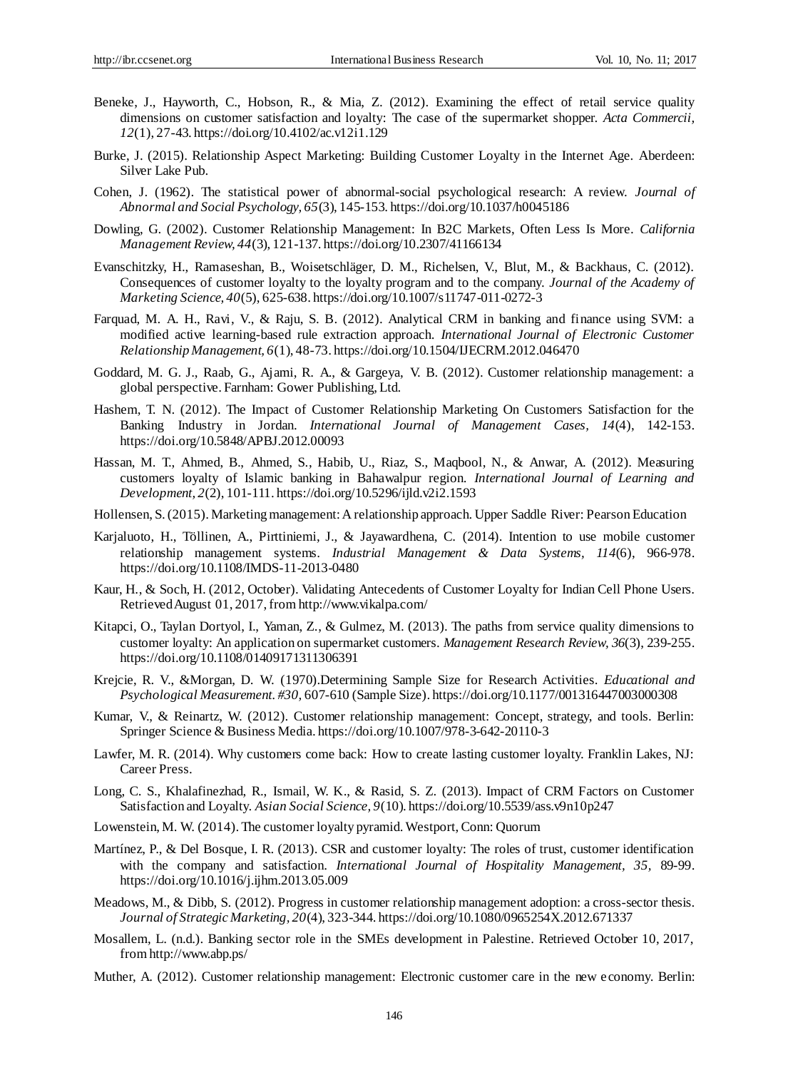Beneke, J., Hayworth, C., Hobson, R., & Mia, Z. (2012). Examining the effect of retail service quality dimensions on customer satisfaction and loyalty: The case of the supermarket shopper. *Acta Commercii, 12*(1), 27-43. https://doi.org/10.4102/ac.v12i1.129

Burke, J. (2015). Relationship Aspect Marketing: Building Customer Loyalty in the Internet Age. Aberdeen: Silver Lake Pub.

Cohen, J. (1962). The statistical power of abnormal-social psychological research: A review. *Journal of Abnormal and Social Psychology, 65*(3), 145-153. https://doi.org/10.1037/h0045186

Dowling, G. (2002). Customer Relationship Management: In B2C Markets, Often Less Is More. *California Management Review, 44*(3), 121-137. https://doi.org/10.2307/41166134

Evanschitzky, H., Ramaseshan, B., Woisetschläger, D. M., Richelsen, V., Blut, M., & Backhaus, C. (2012). Consequences of customer loyalty to the loyalty program and to the company. *Journal of the Academy of Marketing Science, 40*(5), 625-638. https://doi.org/10.1007/s11747-011-0272-3

Farquad, M. A. H., Ravi, V., & Raju, S. B. (2012). Analytical CRM in banking and finance using SVM: a modified active learning-based rule extraction approach. *International Journal of Electronic Customer Relationship Management, 6*(1), 48-73. https://doi.org/10.1504/IJECRM.2012.046470

Goddard, M. G. J., Raab, G., Ajami, R. A., & Gargeya, V. B. (2012). Customer relationship management: a global perspective. Farnham: Gower Publishing, Ltd.

Hashem, T. N. (2012). The Impact of Customer Relationship Marketing On Customers Satisfaction for the Banking Industry in Jordan. *International Journal of Management Cases, 14*(4), 142-153. https://doi.org/10.5848/APBJ.2012.00093

Hassan, M. T., Ahmed, B., Ahmed, S., Habib, U., Riaz, S., Maqbool, N., & Anwar, A. (2012). Measuring customers loyalty of Islamic banking in Bahawalpur region. *International Journal of Learning and Development, 2*(2), 101-111. https://doi.org/10.5296/ijld.v2i2.1593

Hollensen, S. (2015). Marketing management: A relationship approach. Upper Saddle River: Pearson Education

Karjaluoto, H., Töllinen, A., Pirttiniemi, J., & Jayawardhena, C. (2014). Intention to use mobile customer relationship management systems. *Industrial Management & Data Systems, 114*(6), 966-978. https://doi.org/10.1108/IMDS-11-2013-0480

Kaur, H., & Soch, H. (2012, October). Validating Antecedents of Customer Loyalty for Indian Cell Phone Users. Retrieved August 01, 2017, from http://www.vikalpa.com/

Kitapci, O., Taylan Dortyol, I., Yaman, Z., & Gulmez, M. (2013). The paths from service quality dimensions to customer loyalty: An application on supermarket customers. *Management Research Review, 36*(3), 239-255. https://doi.org/10.1108/01409171311306391

Krejcie, R. V., &Morgan, D. W. (1970).Determining Sample Size for Research Activities. *Educational and Psychological Measurement. #30*, 607-610 (Sample Size). https://doi.org/10.1177/001316447003000308

Kumar, V., & Reinartz, W. (2012). Customer relationship management: Concept, strategy, and tools. Berlin: Springer Science & Business Media. https://doi.org/10.1007/978-3-642-20110-3

Lawfer, M. R. (2014). Why customers come back: How to create lasting customer loyalty. Franklin Lakes, NJ: Career Press.

Long, C. S., Khalafinezhad, R., Ismail, W. K., & Rasid, S. Z. (2013). Impact of CRM Factors on Customer Satisfaction and Loyalty. *Asian Social Science, 9*(10). https://doi.org/10.5539/ass.v9n10p247

Lowenstein, M. W. (2014). The customer loyalty pyramid. Westport, Conn: Quorum

Martínez, P., & Del Bosque, I. R. (2013). CSR and customer loyalty: The roles of trust, customer identification with the company and satisfaction. *International Journal of Hospitality Management, 35*, 89-99. https://doi.org/10.1016/j.ijhm.2013.05.009

Meadows, M., & Dibb, S. (2012). Progress in customer relationship management adoption: a cross-sector thesis. *Journal of Strategic Marketing, 20*(4), 323-344. https://doi.org/10.1080/0965254X.2012.671337

Mosallem, L. (n.d.). Banking sector role in the SMEs development in Palestine. Retrieved October 10, 2017, from http://www.abp.ps/

Muther, A. (2012). Customer relationship management: Electronic customer care in the new economy. Berlin: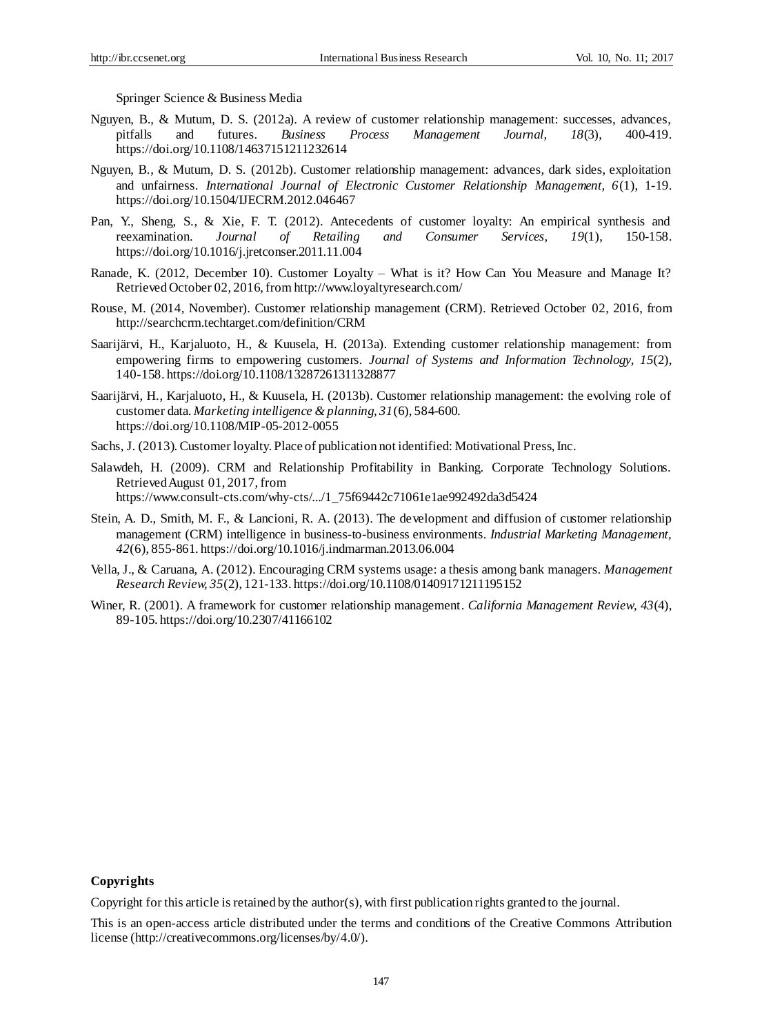Springer Science & Business Media

Nguyen, B., & Mutum, D. S. (2012a). A review of customer relationship management: successes, advances, pitfalls and futures. *Business Process Management Journal, 18*(3), 400-419. https://doi.org/10.1108/14637151211232614

Nguyen, B., & Mutum, D. S. (2012b). Customer relationship management: advances, dark sides, exploitation and unfairness. *International Journal of Electronic Customer Relationship Management, 6*(1), 1-19. https://doi.org/10.1504/IJECRM.2012.046467

Pan, Y., Sheng, S., & Xie, F. T. (2012). Antecedents of customer loyalty: An empirical synthesis and reexamination. *Journal of Retailing and Consumer Services, 19*(1), 150-158. https://doi.org/10.1016/j.jretconser.2011.11.004

Ranade, K. (2012, December 10). Customer Loyalty – What is it? How Can You Measure and Manage It? Retrieved October 02, 2016, from http://www.loyaltyresearch.com/

Rouse, M. (2014, November). Customer relationship management (CRM). Retrieved October 02, 2016, from http://searchcrm.techtarget.com/definition/CRM

Saarijärvi, H., Karjaluoto, H., & Kuusela, H. (2013a). Extending customer relationship management: from empowering firms to empowering customers. *Journal of Systems and Information Technology, 15*(2), 140-158. https://doi.org/10.1108/13287261311328877

Saarijärvi, H., Karjaluoto, H., & Kuusela, H. (2013b). Customer relationship management: the evolving role of customer data. *Marketing intelligence & planning, 31*(6), 584-600. https://doi.org/10.1108/MIP-05-2012-0055

Sachs, J. (2013). Customer loyalty. Place of publication not identified: Motivational Press, Inc.

Salawdeh, H. (2009). CRM and Relationship Profitability in Banking. Corporate Technology Solutions. Retrieved August 01, 2017, from https://www.consult-cts.com/why-cts/.../1_75f69442c71061e1ae992492da3d5424

Stein, A. D., Smith, M. F., & Lancioni, R. A. (2013). The development and diffusion of customer relationship management (CRM) intelligence in business-to-business environments. *Industrial Marketing Management, 42*(6), 855-861. https://doi.org/10.1016/j.indmarman.2013.06.004

Vella, J., & Caruana, A. (2012). Encouraging CRM systems usage: a thesis among bank managers. *Management Research Review, 35*(2), 121-133. https://doi.org/10.1108/01409171211195152

Winer, R. (2001). A framework for customer relationship management. *California Management Review, 43*(4), 89-105. https://doi.org/10.2307/41166102

**Copyrights**

Copyright for this article is retained by the author(s), with first publication rights granted to the journal.

This is an open-access article distributed under the terms and conditions of the Creative Commons Attribution license (http://creativecommons.org/licenses/by/4.0/).